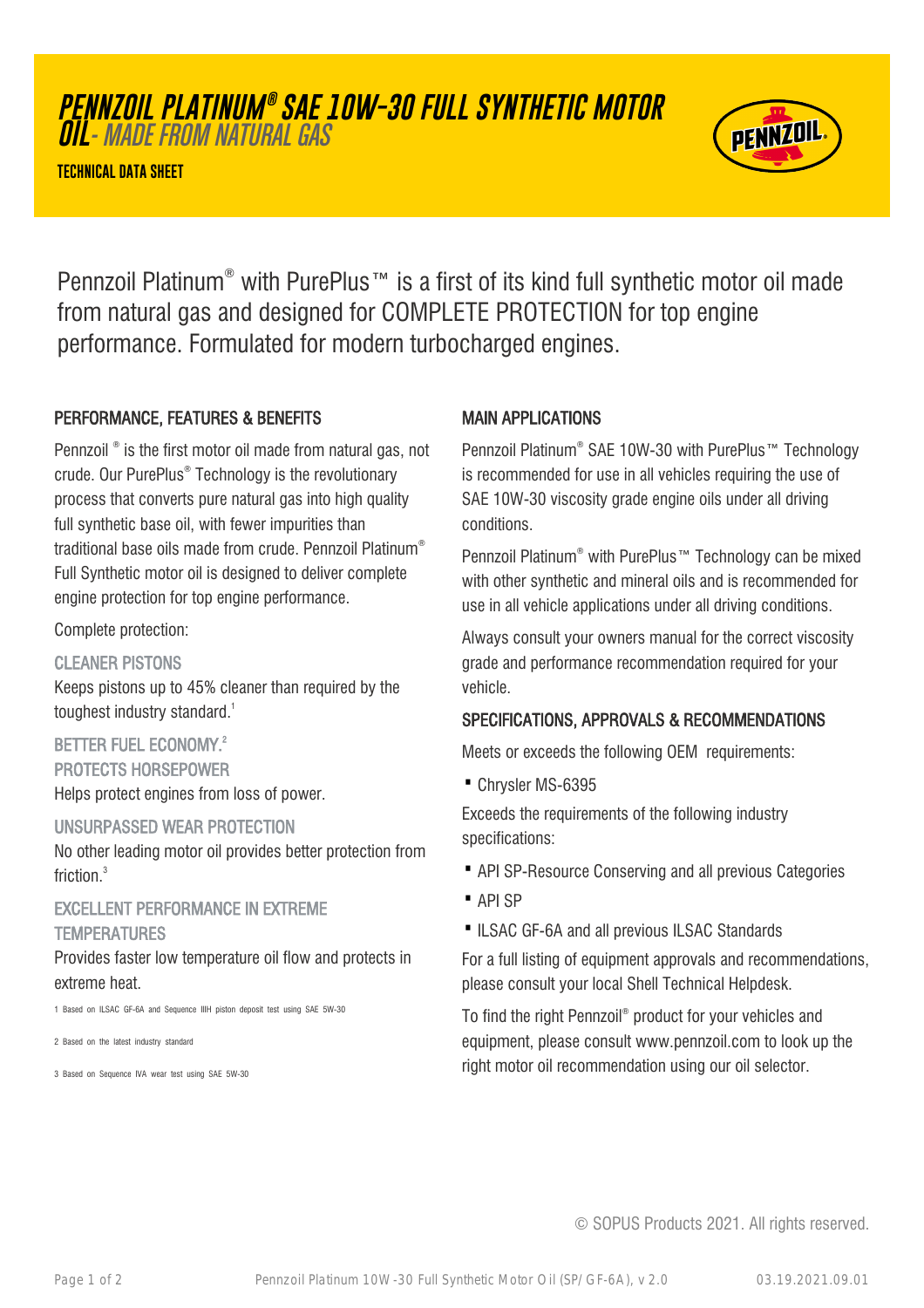# PENNZOIL PLATINUM® SAE 10W-30 FULL SYNTHETIC MOTOR OIL - MADE FROM NATURAL GAS

**TECHNICAL DATA SHEET**

Pennzoil Platinum® with PurePlus™ is a first of its kind full synthetic motor oil made from natural gas and designed for COMPLETE PROTECTION for top engine performance. Formulated for modern turbocharged engines.

## PERFORMANCE, FEATURES & BENEFITS

Pennzoil ® is the first motor oil made from natural gas, not crude. Our PurePlus® Technology is the revolutionary process that converts pure natural gas into high quality full synthetic base oil, with fewer impurities than traditional base oils made from crude. Pennzoil Platinum® Full Synthetic motor oil is designed to deliver complete engine protection for top engine performance.

Complete protection:

### CLEANER PISTONS

Keeps pistons up to 45% cleaner than required by the toughest industry standard.[1]

### BETTER FUEL ECONOMY.[2]

### PROTECTS HORSEPOWER

Helps protect engines from loss of power.

### UNSURPASSED WEAR PROTECTION

No other leading motor oil provides better protection from friction.[3]

### EXCELLENT PERFORMANCE IN EXTREME TEMPERATURES

Provides faster low temperature oil flow and protects in extreme heat.

1 Based on ILSAC GF-6A and Sequence IIIH piston deposit test using SAE 5W-30

2 Based on the latest industry standard

3 Based on Sequence IVA wear test using SAE 5W-30

## MAIN APPLICATIONS

Pennzoil Platinum® SAE 10W-30 with PurePlus™ Technology is recommended for use in all vehicles requiring the use of SAE 10W-30 viscosity grade engine oils under all driving conditions.

Pennzoil Platinum® with PurePlus™ Technology can be mixed with other synthetic and mineral oils and is recommended for use in all vehicle applications under all driving conditions.

Always consult your owners manual for the correct viscosity grade and performance recommendation required for your vehicle.

## SPECIFICATIONS, APPROVALS & RECOMMENDATIONS

Meets or exceeds the following OEM requirements:

- Chrysler MS-6395

Exceeds the requirements of the following industry specifications:

- API SP-Resource Conserving and all previous Categories
- API SP
- ILSAC GF-6A and all previous ILSAC Standards

For a full listing of equipment approvals and recommendations, please consult your local Shell Technical Helpdesk.

To find the right Pennzoil® product for your vehicles and equipment, please consult www.pennzoil.com to look up the right motor oil recommendation using our oil selector.

© SOPUS Products 2021. All rights reserved.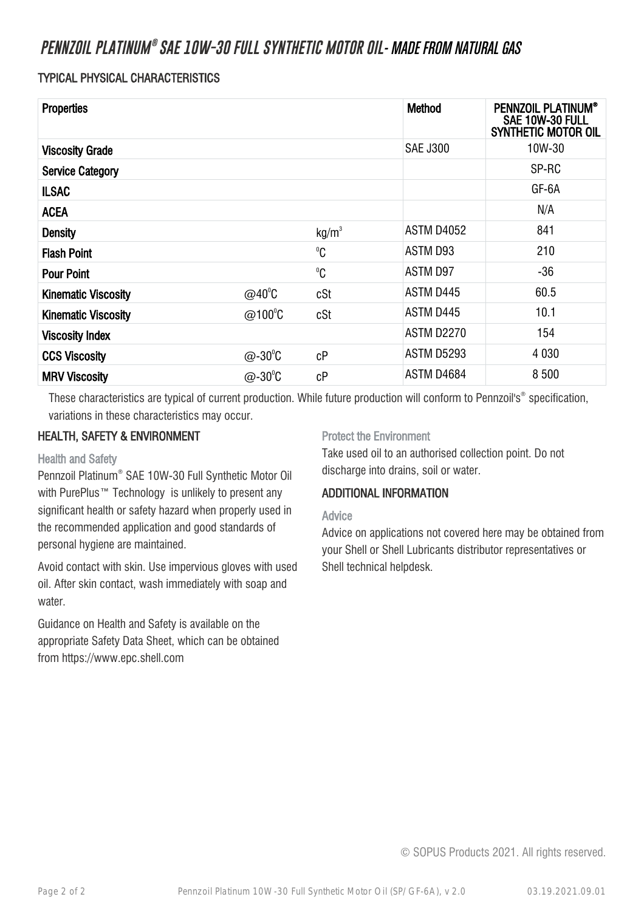# PENNZOIL PLATINUM® SAE 10W-30 FULL SYNTHETIC MOTOR OIL- MADE FROM NATURAL GAS

## TYPICAL PHYSICAL CHARACTERISTICS

| Properties | | | Method | PENNZOIL PLATINUM® SAE 10W-30 FULL SYNTHETIC MOTOR OIL |
|---|---|---|---|---|
| Viscosity Grade | | | SAE J300 | 10W-30 |
| Service Category | | | | SP-RC |
| ILSAC | | | | GF-6A |
| ACEA | | | | N/A |
| Density | | $kg/m^3$ | ASTM D4052 | 841 |
| Flash Point | | $^0C$ | ASTM D93 | 210 |
| Pour Point | | $^0C$ | ASTM D97 | -36 |
| Kinematic Viscosity | @40$^0C$ | cSt | ASTM D445 | 60.5 |
| Kinematic Viscosity | @100$^0C$ | cSt | ASTM D445 | 10.1 |
| Viscosity Index | | | ASTM D2270 | 154 |
| CCS Viscosity | @-30$^0C$ | cP | ASTM D5293 | 4 030 |
| MRV Viscosity | @-30$^0C$ | cP | ASTM D4684 | 8 500 |

These characteristics are typical of current production. While future production will conform to Pennzoil's® specification, variations in these characteristics may occur.

## HEALTH, SAFETY & ENVIRONMENT

### Health and Safety

Pennzoil Platinum® SAE 10W-30 Full Synthetic Motor Oil with PurePlus™ Technology is unlikely to present any significant health or safety hazard when properly used in the recommended application and good standards of personal hygiene are maintained.

Avoid contact with skin. Use impervious gloves with used oil. After skin contact, wash immediately with soap and water.

Guidance on Health and Safety is available on the appropriate Safety Data Sheet, which can be obtained from https://www.epc.shell.com

### Protect the Environment

Take used oil to an authorised collection point. Do not discharge into drains, soil or water.

## ADDITIONAL INFORMATION

### Advice

Advice on applications not covered here may be obtained from your Shell or Shell Lubricants distributor representatives or Shell technical helpdesk.

© SOPUS Products 2021. All rights reserved.